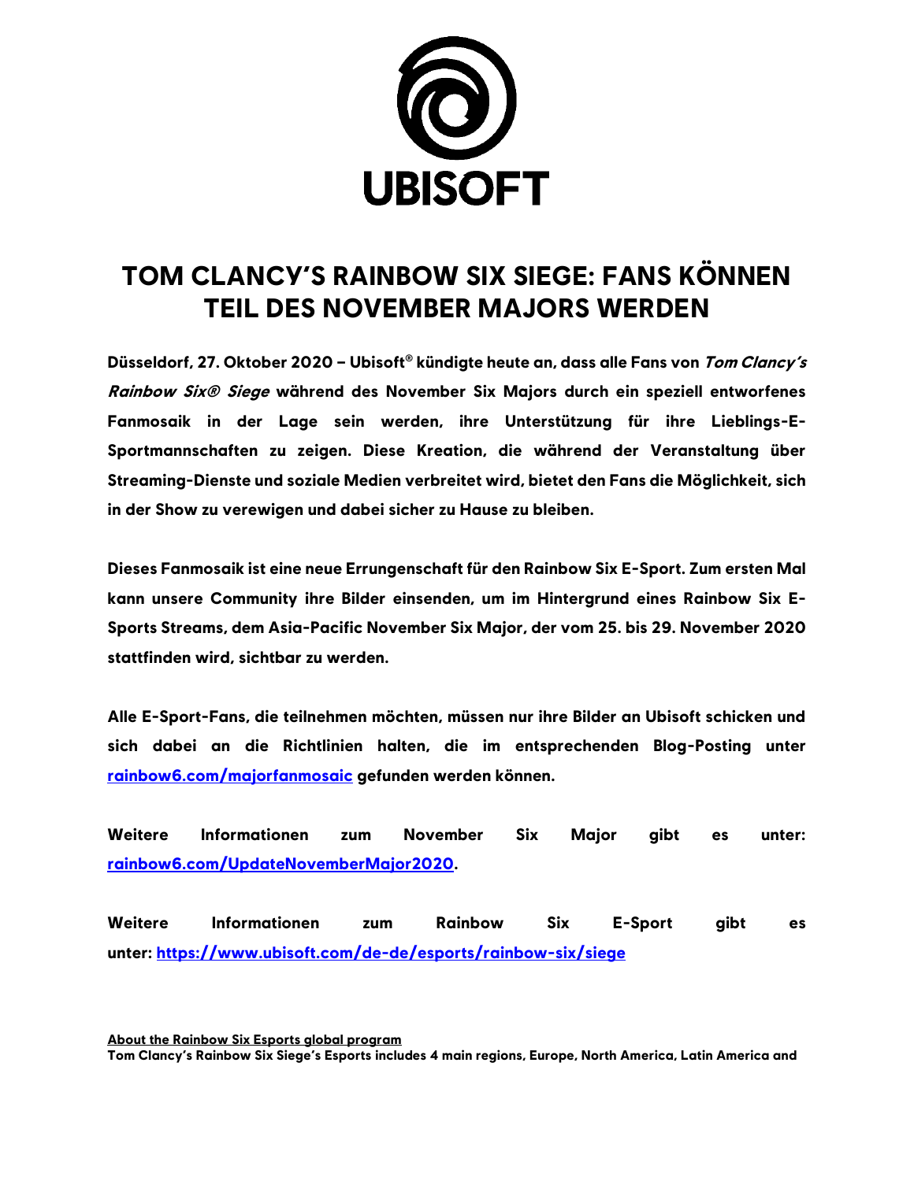UBISOFT

# TOM CLANCY'S RAINBOW SIX SIEGE: FANS KÖNNEN TEIL DES NOVEMBER MAJORS WERDEN

**Düsseldorf, 27. Oktober 2020 – Ubisoft® kündigte heute an, dass alle Fans von *Tom Clancy's Rainbow Six® Siege* während des November Six Majors durch ein speziell entworfenes Fanmosaik in der Lage sein werden, ihre Unterstützung für ihre Lieblings-E-Sportmannschaften zu zeigen. Diese Kreation, die während der Veranstaltung über Streaming-Dienste und soziale Medien verbreitet wird, bietet den Fans die Möglichkeit, sich in der Show zu verewigen und dabei sicher zu Hause zu bleiben.**

**Dieses Fanmosaik ist eine neue Errungenschaft für den Rainbow Six E-Sport. Zum ersten Mal kann unsere Community ihre Bilder einsenden, um im Hintergrund eines Rainbow Six E-Sports Streams, dem Asia-Pacific November Six Major, der vom 25. bis 29. November 2020 stattfinden wird, sichtbar zu werden.**

**Alle E-Sport-Fans, die teilnehmen möchten, müssen nur ihre Bilder an Ubisoft schicken und sich dabei an die Richtlinien halten, die im entsprechenden Blog-Posting unter [rainbow6.com/majorfanmosaic](rainbow6.com/majorfanmosaic) gefunden werden können.**

**Weitere Informationen zum November Six Major gibt es unter: [rainbow6.com/UpdateNovemberMajor2020](rainbow6.com/UpdateNovemberMajor2020).**

**Weitere Informationen zum Rainbow Six E-Sport gibt es unter: [https://www.ubisoft.com/de-de/esports/rainbow-six/siege](https://www.ubisoft.com/de-de/esports/rainbow-six/siege)**

**About the Rainbow Six Esports global program**

**Tom Clancy's Rainbow Six Siege's Esports includes 4 main regions, Europe, North America, Latin America and**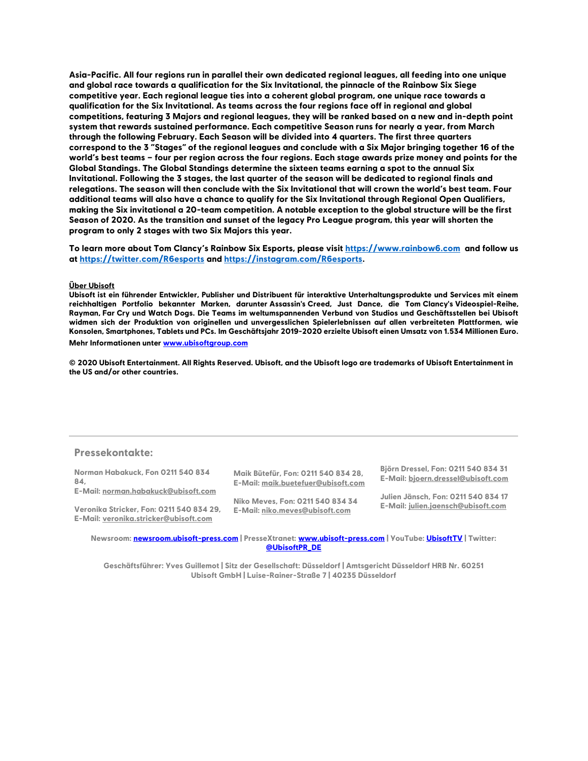**Asia-Pacific. All four regions run in parallel their own dedicated regional leagues, all feeding into one unique and global race towards a qualification for the Six Invitational, the pinnacle of the Rainbow Six Siege competitive year. Each regional league ties into a coherent global program, one unique race towards a qualification for the Six Invitational. As teams across the four regions face off in regional and global competitions, featuring 3 Majors and regional leagues, they will be ranked based on a new and in-depth point system that rewards sustained performance. Each competitive Season runs for nearly a year, from March through the following February. Each Season will be divided into 4 quarters. The first three quarters correspond to the 3 "Stages" of the regional leagues and conclude with a Six Major bringing together 16 of the world's best teams – four per region across the four regions. Each stage awards prize money and points for the Global Standings. The Global Standings determine the sixteen teams earning a spot to the annual Six Invitational. Following the 3 stages, the last quarter of the season will be dedicated to regional finals and relegations. The season will then conclude with the Six Invitational that will crown the world's best team. Four additional teams will also have a chance to qualify for the Six Invitational through Regional Open Qualifiers, making the Six invitational a 20-team competition. A notable exception to the global structure will be the first Season of 2020. As the transition and sunset of the legacy Pro League program, this year will shorten the program to only 2 stages with two Six Majors this year.**

**To learn more about Tom Clancy's Rainbow Six Esports, please visit [https://www.rainbow6.com](https://www.rainbow6.com) and follow us at [https://twitter.com/R6esports](https://twitter.com/R6esports) and [https://instagram.com/R6esports](https://instagram.com/R6esports).**

**Über Ubisoft**

**Ubisoft ist ein führender Entwickler, Publisher und Distribuent für interaktive Unterhaltungsprodukte und Services mit einem reichhaltigen Portfolio bekannter Marken, darunter Assassin's Creed, Just Dance, die Tom Clancy's Videospiel-Reihe, Rayman, Far Cry und Watch Dogs. Die Teams im weltumspannenden Verbund von Studios und Geschäftsstellen bei Ubisoft widmen sich der Produktion von originellen und unvergesslichen Spielerlebnissen auf allen verbreiteten Plattformen, wie Konsolen, Smartphones, Tablets und PCs. Im Geschäftsjahr 2019-2020 erzielte Ubisoft einen Umsatz von 1.534 Millionen Euro.**

**Mehr Informationen unter [www.ubisoftgroup.com](www.ubisoftgroup.com)**

**© 2020 Ubisoft Entertainment. All Rights Reserved. Ubisoft, and the Ubisoft logo are trademarks of Ubisoft Entertainment in the US and/or other countries.**

---

## Pressekontakte:

Norman Habakuck, Fon 0211 540 834 84,
E-Mail: norman.habakuck@ubisoft.com

Veronika Stricker, Fon: 0211 540 834 29,
E-Mail: veronika.stricker@ubisoft.com

Maik Bütefür, Fon: 0211 540 834 28,
E-Mail: maik.buetefuer@ubisoft.com

Niko Meves, Fon: 0211 540 834 34
E-Mail: niko.meves@ubisoft.com

Björn Dressel, Fon: 0211 540 834 31
E-Mail: bjoern.dressel@ubisoft.com

Julien Jänsch, Fon: 0211 540 834 17
E-Mail: julien.jaensch@ubisoft.com

Newsroom: [newsroom.ubisoft-press.com](newsroom.ubisoft-press.com) | PresseXtranet: [www.ubisoft-press.com](www.ubisoft-press.com) | YouTube: UbisoftTV | Twitter: @UbisoftPR_DE

Geschäftsführer: Yves Guillemot | Sitz der Gesellschaft: Düsseldorf | Amtsgericht Düsseldorf HRB Nr. 60251
Ubisoft GmbH | Luise-Rainer-Straße 7 | 40235 Düsseldorf